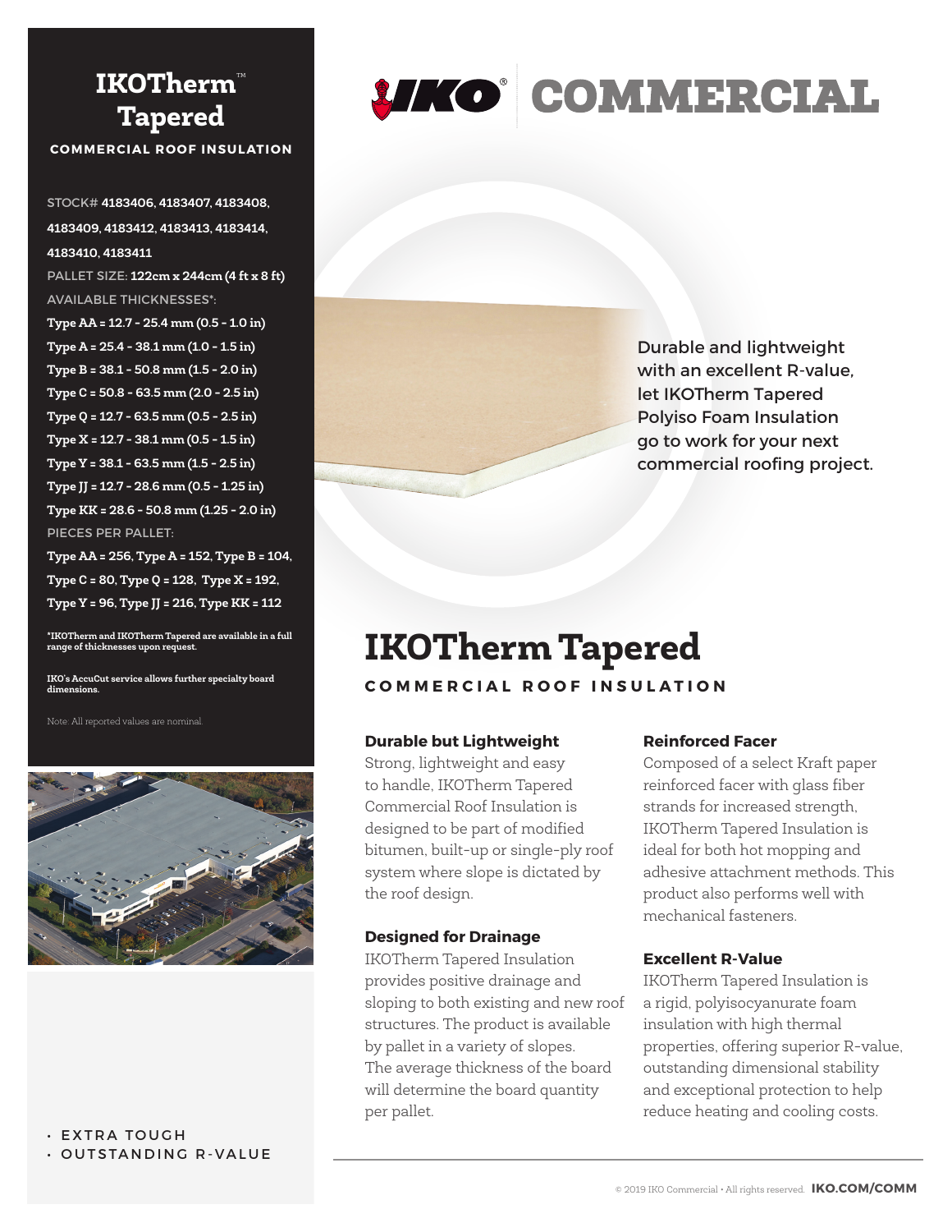# IKOTherm™ Tapered

**COMMERCIAL ROOF INSULATION**

STOCK# **4183406, 4183407, 4183408, 4183409, 4183412, 4183413, 4183414, 4183410, 4183411**

PALLET SIZE: **122cm x 244cm (4 ft x 8 ft)**

AVAILABLE THICKNESSES*:

**Type AA = 12.7 - 25.4 mm (0.5 - 1.0 in)**
**Type A = 25.4 - 38.1 mm (1.0 - 1.5 in)**
**Type B = 38.1 - 50.8 mm (1.5 - 2.0 in)**
**Type C = 50.8 - 63.5 mm (2.0 - 2.5 in)**
**Type Q = 12.7 - 63.5 mm (0.5 - 2.5 in)**
**Type X = 12.7 - 38.1 mm (0.5 - 1.5 in)**
**Type Y = 38.1 - 63.5 mm (1.5 - 2.5 in)**
**Type JJ = 12.7 - 28.6 mm (0.5 - 1.25 in)**
**Type KK = 28.6 - 50.8 mm (1.25 - 2.0 in)**

PIECES PER PALLET:

**Type AA = 256, Type A = 152, Type B = 104, Type C = 80, Type Q = 128, Type X = 192, Type Y = 96, Type JJ = 216, Type KK = 112**

**\*IKOTherm and IKOTherm Tapered are available in a full range of thicknesses upon request.**

**IKO's AccuCut service allows further specialty board dimensions.**

Note: All reported values are nominal.

- EXTRA TOUGH
- OUTSTANDING R-VALUE

IKO® COMMERCIAL

Durable and lightweight with an excellent R-value, let IKOTherm Tapered Polyiso Foam Insulation go to work for your next commercial roofing project.

# IKOTherm Tapered

**COMMERCIAL ROOF INSULATION**

### Durable but Lightweight

Strong, lightweight and easy to handle, IKOTherm Tapered Commercial Roof Insulation is designed to be part of modified bitumen, built-up or single-ply roof system where slope is dictated by the roof design.

### Designed for Drainage

IKOTherm Tapered Insulation provides positive drainage and sloping to both existing and new roof structures. The product is available by pallet in a variety of slopes. The average thickness of the board will determine the board quantity per pallet.

### Reinforced Facer

Composed of a select Kraft paper reinforced facer with glass fiber strands for increased strength, IKOTherm Tapered Insulation is ideal for both hot mopping and adhesive attachment methods. This product also performs well with mechanical fasteners.

### Excellent R-Value

IKOTherm Tapered Insulation is a rigid, polyisocyanurate foam insulation with high thermal properties, offering superior R-value, outstanding dimensional stability and exceptional protection to help reduce heating and cooling costs.

© 2019 IKO Commercial • All rights reserved. **IKO.COM/COMM**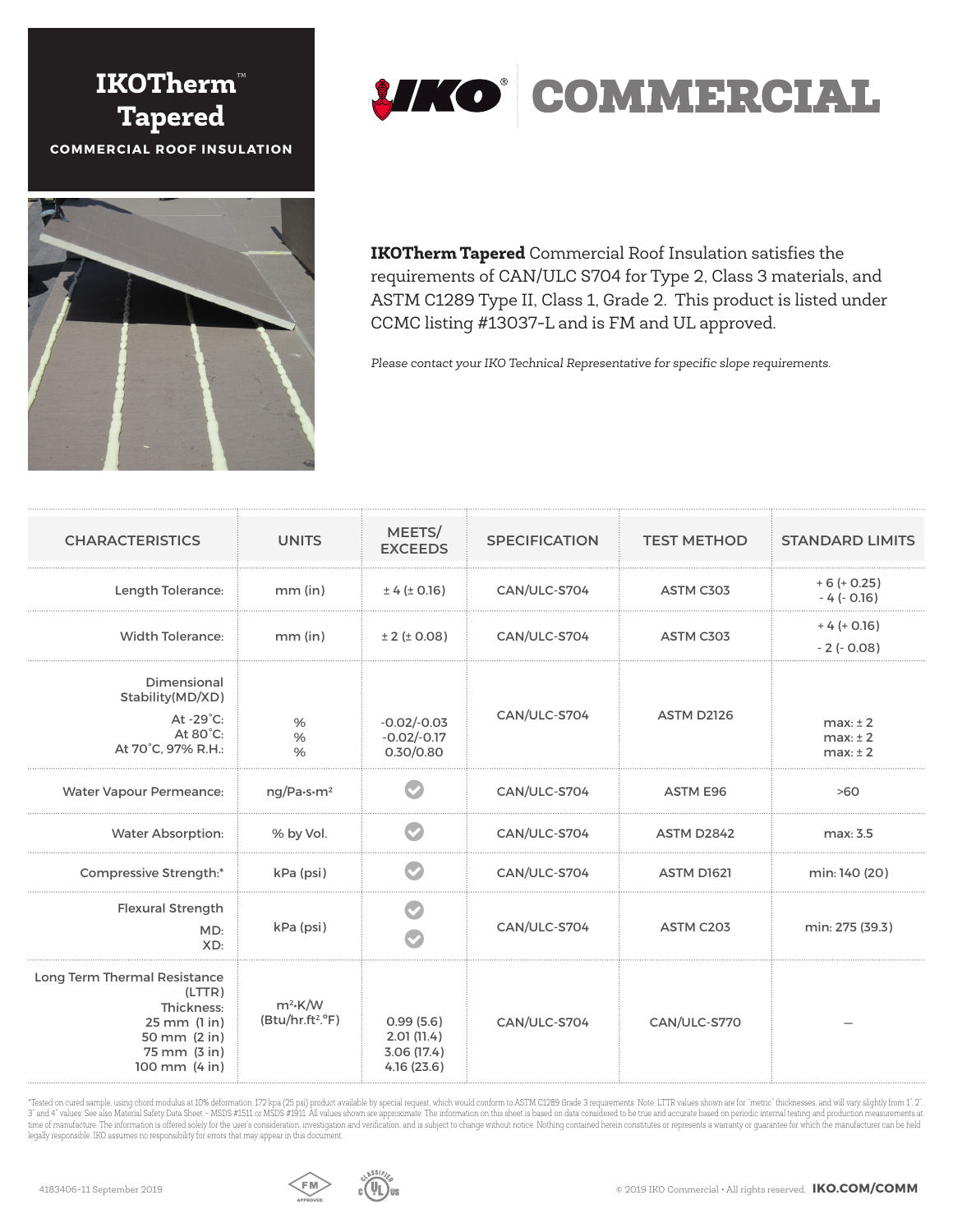# IKOTherm™ Tapered

**COMMERCIAL ROOF INSULATION**

IKO® COMMERCIAL

**IKOTherm Tapered** Commercial Roof Insulation satisfies the requirements of CAN/ULC S704 for Type 2, Class 3 materials, and ASTM C1289 Type II, Class 1, Grade 2. This product is listed under CCMC listing #13037-L and is FM and UL approved.

*Please contact your IKO Technical Representative for specific slope requirements.*

| CHARACTERISTICS | UNITS | MEETS/ EXCEEDS | SPECIFICATION | TEST METHOD | STANDARD LIMITS |
|---|---|---|---|---|---|
| Length Tolerance: | mm (in) | ± 4 (± 0.16) | CAN/ULC-S704 | ASTM C303 | + 6 (+ 0.25)<br>- 4 (- 0.16) |
| Width Tolerance: | mm (in) | ± 2 (± 0.08) | CAN/ULC-S704 | ASTM C303 | + 4 (+ 0.16)<br>- 2 (- 0.08) |
| Dimensional Stability(MD/XD)<br>At -29˚C:<br>At 80˚C:<br>At 70˚C, 97% R.H.: | <br>%<br>%<br>% | <br>-0.02/-0.03<br>-0.02/-0.17<br>0.30/0.80 | CAN/ULC-S704 | ASTM D2126 | <br>max: ± 2<br>max: ± 2<br>max: ± 2 |
| Water Vapour Permeance: | ng/Pa·s·m² | ✓ | CAN/ULC-S704 | ASTM E96 | >60 |
| Water Absorption: | % by Vol. | ✓ | CAN/ULC-S704 | ASTM D2842 | max: 3.5 |
| Compressive Strength:* | kPa (psi) | ✓ | CAN/ULC-S704 | ASTM D1621 | min: 140 (20) |
| Flexural Strength<br>MD:<br>XD: | kPa (psi) | <br>✓<br>✓ | CAN/ULC-S704 | ASTM C203 | min: 275 (39.3) |
| Long Term Thermal Resistance (LTTR)<br>Thickness:<br>25 mm (1 in)<br>50 mm (2 in)<br>75 mm (3 in)<br>100 mm (4 in) | m²·K/W<br>(Btu/hr.ft².°F) | <br><br>0.99 (5.6)<br>2.01 (11.4)<br>3.06 (17.4)<br>4.16 (23.6) | CAN/ULC-S704 | CAN/ULC-S770 | — |

*Tested on cured sample, using chord modulus at 10% deformation. 172 kpa (25 psi) product available by special request, which would conform to ASTM C1289 Grade 3 requirements. Note: LTTR values shown are for "metric" thicknesses, and will vary slightly from 1", 2", 3" and 4" values. See also Material Safety Data Sheet – MSDS #1511 or MSDS #1911. All values shown are approximate. The information on this sheet is based on data considered to be true and accurate based on periodic internal testing and production measurements at time of manufacture. The information is offered solely for the user's consideration, investigation and verification, and is subject to change without notice. Nothing contained herein constitutes or represents a warranty or guarantee for which the manufacturer can be held legally responsible. IKO assumes no responsibility for errors that may appear in this document.

4183406-11 September 2019

© 2019 IKO Commercial • All rights reserved. **IKO.COM/COMM**